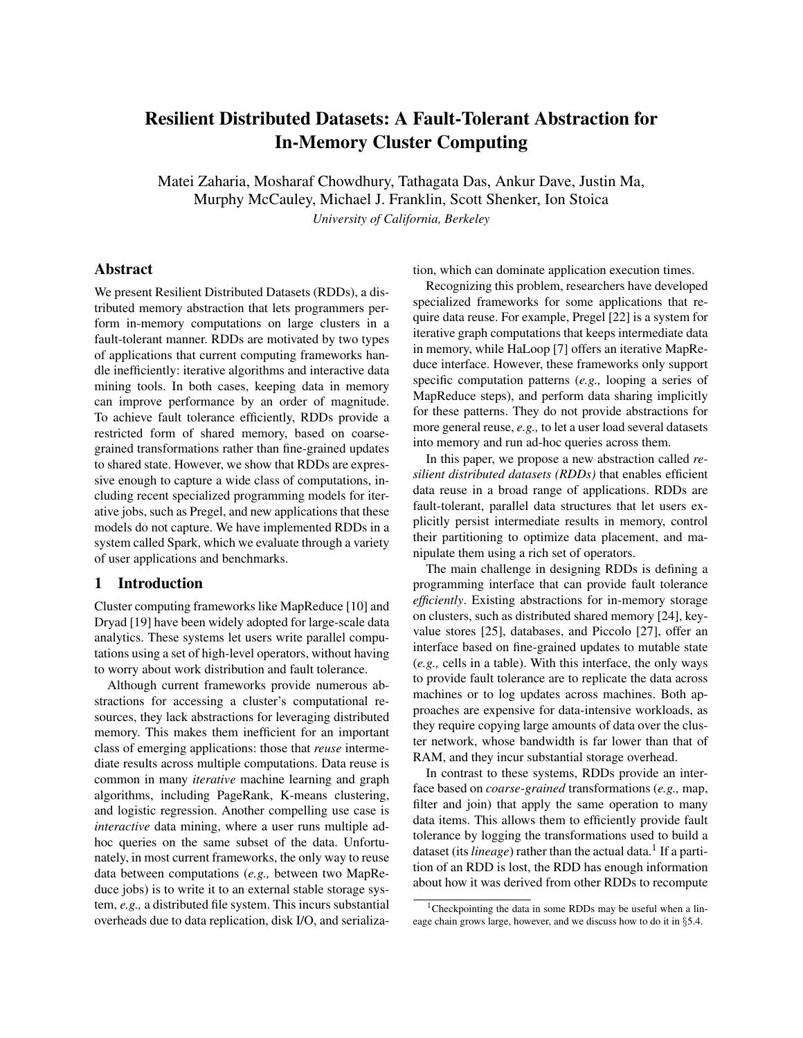# Resilient Distributed Datasets: A Fault-Tolerant Abstraction for In-Memory Cluster Computing

Matei Zaharia, Mosharaf Chowdhury, Tathagata Das, Ankur Dave, Justin Ma, Murphy McCauley, Michael J. Franklin, Scott Shenker, Ion Stoica

*University of California, Berkeley*

## Abstract

We present Resilient Distributed Datasets (RDDs), a distributed memory abstraction that lets programmers perform in-memory computations on large clusters in a fault-tolerant manner. RDDs are motivated by two types of applications that current computing frameworks handle inefficiently: iterative algorithms and interactive data mining tools. In both cases, keeping data in memory can improve performance by an order of magnitude. To achieve fault tolerance efficiently, RDDs provide a restricted form of shared memory, based on coarse-grained transformations rather than fine-grained updates to shared state. However, we show that RDDs are expressive enough to capture a wide class of computations, including recent specialized programming models for iterative jobs, such as Pregel, and new applications that these models do not capture. We have implemented RDDs in a system called Spark, which we evaluate through a variety of user applications and benchmarks.

## 1 Introduction

Cluster computing frameworks like MapReduce [10] and Dryad [19] have been widely adopted for large-scale data analytics. These systems let users write parallel computations using a set of high-level operators, without having to worry about work distribution and fault tolerance.

Although current frameworks provide numerous abstractions for accessing a cluster's computational resources, they lack abstractions for leveraging distributed memory. This makes them inefficient for an important class of emerging applications: those that *reuse* intermediate results across multiple computations. Data reuse is common in many *iterative* machine learning and graph algorithms, including PageRank, K-means clustering, and logistic regression. Another compelling use case is *interactive* data mining, where a user runs multiple ad-hoc queries on the same subset of the data. Unfortunately, in most current frameworks, the only way to reuse data between computations (*e.g.,* between two MapReduce jobs) is to write it to an external stable storage system, *e.g.,* a distributed file system. This incurs substantial overheads due to data replication, disk I/O, and serialization, which can dominate application execution times.

Recognizing this problem, researchers have developed specialized frameworks for some applications that require data reuse. For example, Pregel [22] is a system for iterative graph computations that keeps intermediate data in memory, while HaLoop [7] offers an iterative MapReduce interface. However, these frameworks only support specific computation patterns (*e.g.,* looping a series of MapReduce steps), and perform data sharing implicitly for these patterns. They do not provide abstractions for more general reuse, *e.g.,* to let a user load several datasets into memory and run ad-hoc queries across them.

In this paper, we propose a new abstraction called *resilient distributed datasets (RDDs)* that enables efficient data reuse in a broad range of applications. RDDs are fault-tolerant, parallel data structures that let users explicitly persist intermediate results in memory, control their partitioning to optimize data placement, and manipulate them using a rich set of operators.

The main challenge in designing RDDs is defining a programming interface that can provide fault tolerance *efficiently*. Existing abstractions for in-memory storage on clusters, such as distributed shared memory [24], key-value stores [25], databases, and Piccolo [27], offer an interface based on fine-grained updates to mutable state (*e.g.,* cells in a table). With this interface, the only ways to provide fault tolerance are to replicate the data across machines or to log updates across machines. Both approaches are expensive for data-intensive workloads, as they require copying large amounts of data over the cluster network, whose bandwidth is far lower than that of RAM, and they incur substantial storage overhead.

In contrast to these systems, RDDs provide an interface based on *coarse-grained* transformations (*e.g.,* map, filter and join) that apply the same operation to many data items. This allows them to efficiently provide fault tolerance by logging the transformations used to build a dataset (its *lineage*) rather than the actual data.[1] If a partition of an RDD is lost, the RDD has enough information about how it was derived from other RDDs to recompute

[1] Checkpointing the data in some RDDs may be useful when a lineage chain grows large, however, and we discuss how to do it in §5.4.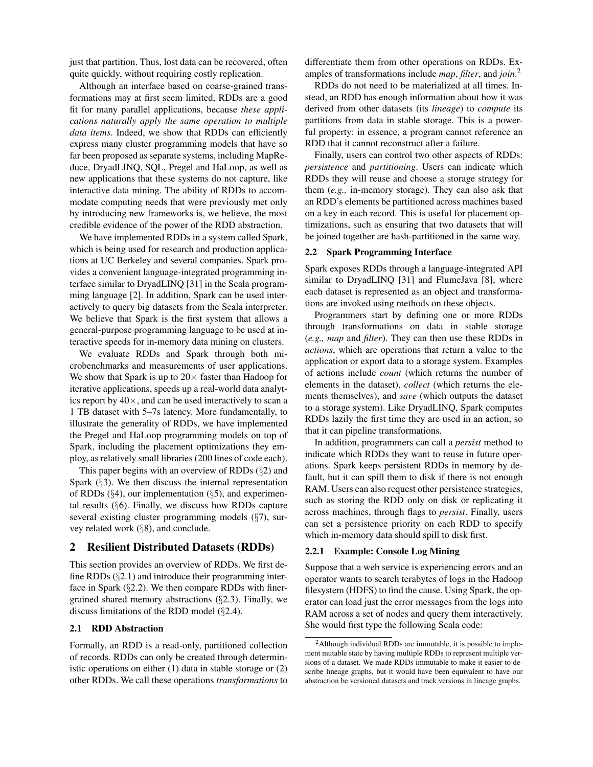just that partition. Thus, lost data can be recovered, often quite quickly, without requiring costly replication.

Although an interface based on coarse-grained transformations may at first seem limited, RDDs are a good fit for many parallel applications, because *these applications naturally apply the same operation to multiple data items*. Indeed, we show that RDDs can efficiently express many cluster programming models that have so far been proposed as separate systems, including MapReduce, DryadLINQ, SQL, Pregel and HaLoop, as well as new applications that these systems do not capture, like interactive data mining. The ability of RDDs to accommodate computing needs that were previously met only by introducing new frameworks is, we believe, the most credible evidence of the power of the RDD abstraction.

We have implemented RDDs in a system called Spark, which is being used for research and production applications at UC Berkeley and several companies. Spark provides a convenient language-integrated programming interface similar to DryadLINQ [31] in the Scala programming language [2]. In addition, Spark can be used interactively to query big datasets from the Scala interpreter. We believe that Spark is the first system that allows a general-purpose programming language to be used at interactive speeds for in-memory data mining on clusters.

We evaluate RDDs and Spark through both microbenchmarks and measurements of user applications. We show that Spark is up to 20× faster than Hadoop for iterative applications, speeds up a real-world data analytics report by 40×, and can be used interactively to scan a 1 TB dataset with 5–7s latency. More fundamentally, to illustrate the generality of RDDs, we have implemented the Pregel and HaLoop programming models on top of Spark, including the placement optimizations they employ, as relatively small libraries (200 lines of code each).

This paper begins with an overview of RDDs (§2) and Spark (§3). We then discuss the internal representation of RDDs (§4), our implementation (§5), and experimental results (§6). Finally, we discuss how RDDs capture several existing cluster programming models (§7), survey related work (§8), and conclude.

## 2 Resilient Distributed Datasets (RDDs)

This section provides an overview of RDDs. We first define RDDs (§2.1) and introduce their programming interface in Spark (§2.2). We then compare RDDs with finer-grained shared memory abstractions (§2.3). Finally, we discuss limitations of the RDD model (§2.4).

### 2.1 RDD Abstraction

Formally, an RDD is a read-only, partitioned collection of records. RDDs can only be created through deterministic operations on either (1) data in stable storage or (2) other RDDs. We call these operations *transformations* to differentiate them from other operations on RDDs. Examples of transformations include *map*, *filter*, and *join*.[2]

RDDs do not need to be materialized at all times. Instead, an RDD has enough information about how it was derived from other datasets (its *lineage*) to *compute* its partitions from data in stable storage. This is a powerful property: in essence, a program cannot reference an RDD that it cannot reconstruct after a failure.

Finally, users can control two other aspects of RDDs: *persistence* and *partitioning*. Users can indicate which RDDs they will reuse and choose a storage strategy for them (*e.g.,* in-memory storage). They can also ask that an RDD's elements be partitioned across machines based on a key in each record. This is useful for placement optimizations, such as ensuring that two datasets that will be joined together are hash-partitioned in the same way.

### 2.2 Spark Programming Interface

Spark exposes RDDs through a language-integrated API similar to DryadLINQ [31] and FlumeJava [8], where each dataset is represented as an object and transformations are invoked using methods on these objects.

Programmers start by defining one or more RDDs through transformations on data in stable storage (*e.g., map* and *filter*). They can then use these RDDs in *actions*, which are operations that return a value to the application or export data to a storage system. Examples of actions include *count* (which returns the number of elements in the dataset), *collect* (which returns the elements themselves), and *save* (which outputs the dataset to a storage system). Like DryadLINQ, Spark computes RDDs lazily the first time they are used in an action, so that it can pipeline transformations.

In addition, programmers can call a *persist* method to indicate which RDDs they want to reuse in future operations. Spark keeps persistent RDDs in memory by default, but it can spill them to disk if there is not enough RAM. Users can also request other persistence strategies, such as storing the RDD only on disk or replicating it across machines, through flags to *persist*. Finally, users can set a persistence priority on each RDD to specify which in-memory data should spill to disk first.

#### 2.2.1 Example: Console Log Mining

Suppose that a web service is experiencing errors and an operator wants to search terabytes of logs in the Hadoop filesystem (HDFS) to find the cause. Using Spark, the operator can load just the error messages from the logs into RAM across a set of nodes and query them interactively. She would first type the following Scala code:

[2] Although individual RDDs are immutable, it is possible to implement mutable state by having multiple RDDs to represent multiple versions of a dataset. We made RDDs immutable to make it easier to describe lineage graphs, but it would have been equivalent to have our abstraction be versioned datasets and track versions in lineage graphs.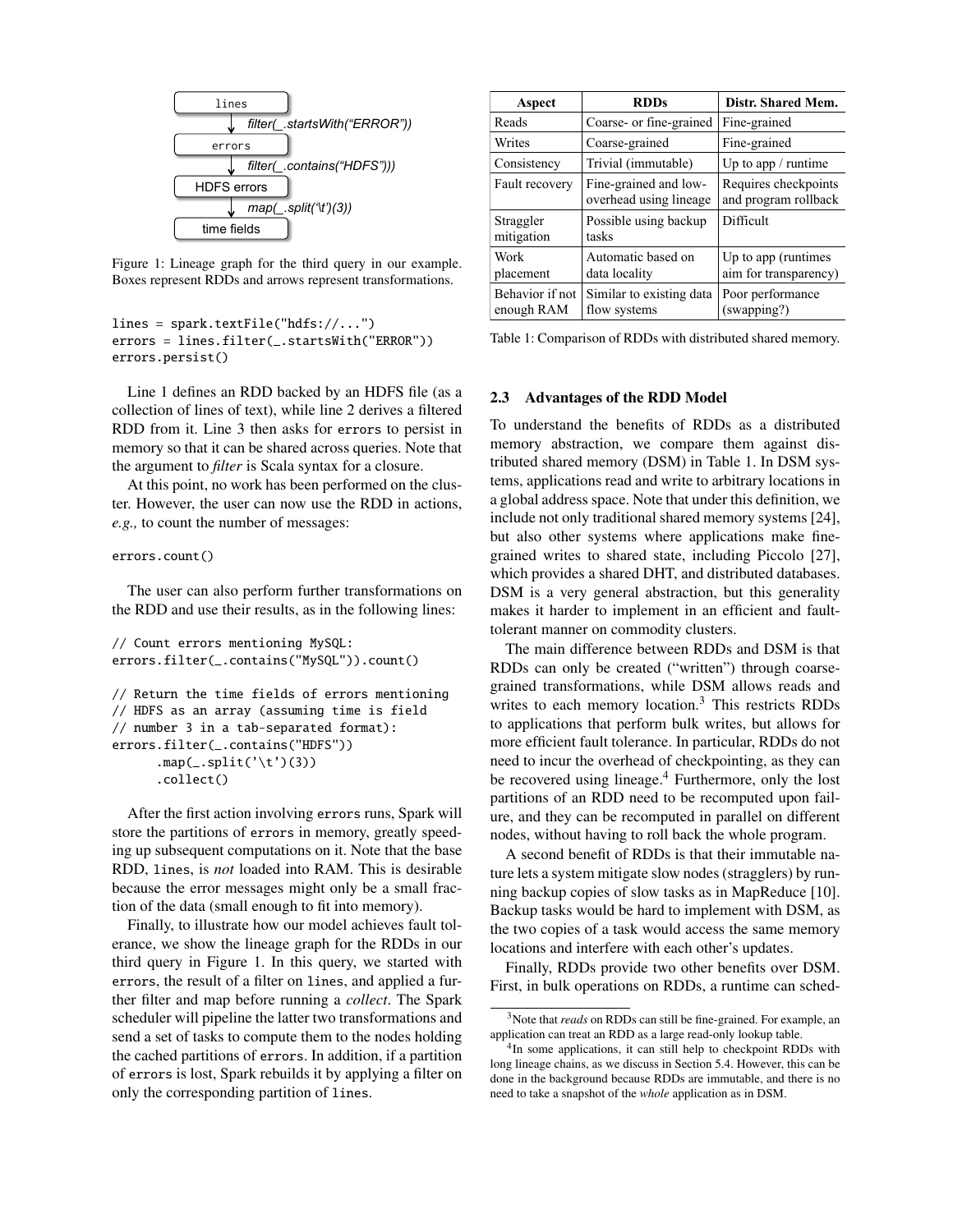```
lines
  ↓ filter(_.startsWith("ERROR"))
errors
  ↓ filter(_.contains("HDFS")))
HDFS errors
  ↓ map(_.split('\t')(3))
time fields
```

Figure 1: Lineage graph for the third query in our example. Boxes represent RDDs and arrows represent transformations.

```
lines = spark.textFile("hdfs://...")
errors = lines.filter(_.startsWith("ERROR"))
errors.persist()
```

Line 1 defines an RDD backed by an HDFS file (as a collection of lines of text), while line 2 derives a filtered RDD from it. Line 3 then asks for `errors` to persist in memory so that it can be shared across queries. Note that the argument to *filter* is Scala syntax for a closure.

At this point, no work has been performed on the cluster. However, the user can now use the RDD in actions, *e.g.,* to count the number of messages:

```
errors.count()
```

The user can also perform further transformations on the RDD and use their results, as in the following lines:

```
// Count errors mentioning MySQL:
errors.filter(_.contains("MySQL")).count()

// Return the time fields of errors mentioning
// HDFS as an array (assuming time is field
// number 3 in a tab-separated format):
errors.filter(_.contains("HDFS"))
      .map(_.split('\t')(3))
      .collect()
```

After the first action involving `errors` runs, Spark will store the partitions of `errors` in memory, greatly speeding up subsequent computations on it. Note that the base RDD, `lines`, is *not* loaded into RAM. This is desirable because the error messages might only be a small fraction of the data (small enough to fit into memory).

Finally, to illustrate how our model achieves fault tolerance, we show the lineage graph for the RDDs in our third query in Figure 1. In this query, we started with `errors`, the result of a filter on `lines`, and applied a further filter and map before running a *collect*. The Spark scheduler will pipeline the latter two transformations and send a set of tasks to compute them to the nodes holding the cached partitions of `errors`. In addition, if a partition of `errors` is lost, Spark rebuilds it by applying a filter on only the corresponding partition of `lines`.

| Aspect | RDDs | Distr. Shared Mem. |
|---|---|---|
| Reads | Coarse- or fine-grained | Fine-grained |
| Writes | Coarse-grained | Fine-grained |
| Consistency | Trivial (immutable) | Up to app / runtime |
| Fault recovery | Fine-grained and low-overhead using lineage | Requires checkpoints and program rollback |
| Straggler mitigation | Possible using backup tasks | Difficult |
| Work placement | Automatic based on data locality | Up to app (runtimes aim for transparency) |
| Behavior if not enough RAM | Similar to existing data flow systems | Poor performance (swapping?) |

Table 1: Comparison of RDDs with distributed shared memory.

### 2.3 Advantages of the RDD Model

To understand the benefits of RDDs as a distributed memory abstraction, we compare them against distributed shared memory (DSM) in Table 1. In DSM systems, applications read and write to arbitrary locations in a global address space. Note that under this definition, we include not only traditional shared memory systems [24], but also other systems where applications make fine-grained writes to shared state, including Piccolo [27], which provides a shared DHT, and distributed databases. DSM is a very general abstraction, but this generality makes it harder to implement in an efficient and fault-tolerant manner on commodity clusters.

The main difference between RDDs and DSM is that RDDs can only be created ("written") through coarse-grained transformations, while DSM allows reads and writes to each memory location.[3] This restricts RDDs to applications that perform bulk writes, but allows for more efficient fault tolerance. In particular, RDDs do not need to incur the overhead of checkpointing, as they can be recovered using lineage.[4] Furthermore, only the lost partitions of an RDD need to be recomputed upon failure, and they can be recomputed in parallel on different nodes, without having to roll back the whole program.

A second benefit of RDDs is that their immutable nature lets a system mitigate slow nodes (stragglers) by running backup copies of slow tasks as in MapReduce [10]. Backup tasks would be hard to implement with DSM, as the two copies of a task would access the same memory locations and interfere with each other's updates.

Finally, RDDs provide two other benefits over DSM. First, in bulk operations on RDDs, a runtime can sched-

[3] Note that *reads* on RDDs can still be fine-grained. For example, an application can treat an RDD as a large read-only lookup table.

[4] In some applications, it can still help to checkpoint RDDs with long lineage chains, as we discuss in Section 5.4. However, this can be done in the background because RDDs are immutable, and there is no need to take a snapshot of the *whole* application as in DSM.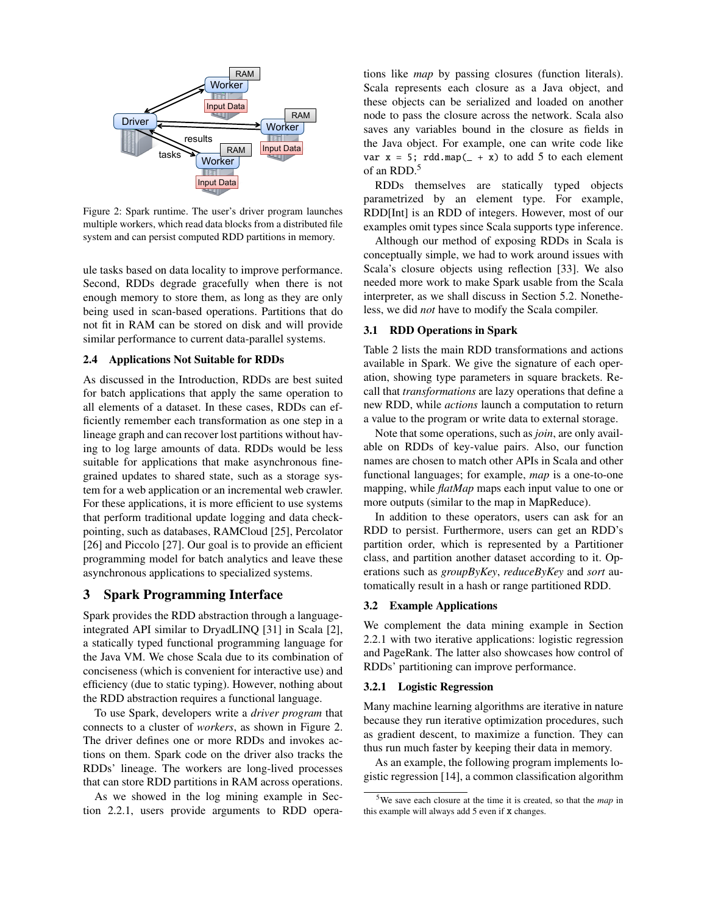Figure 2: Spark runtime. The user's driver program launches multiple workers, which read data blocks from a distributed file system and can persist computed RDD partitions in memory.

ule tasks based on data locality to improve performance. Second, RDDs degrade gracefully when there is not enough memory to store them, as long as they are only being used in scan-based operations. Partitions that do not fit in RAM can be stored on disk and will provide similar performance to current data-parallel systems.

### 2.4 Applications Not Suitable for RDDs

As discussed in the Introduction, RDDs are best suited for batch applications that apply the same operation to all elements of a dataset. In these cases, RDDs can efficiently remember each transformation as one step in a lineage graph and can recover lost partitions without having to log large amounts of data. RDDs would be less suitable for applications that make asynchronous fine-grained updates to shared state, such as a storage system for a web application or an incremental web crawler. For these applications, it is more efficient to use systems that perform traditional update logging and data checkpointing, such as databases, RAMCloud [25], Percolator [26] and Piccolo [27]. Our goal is to provide an efficient programming model for batch analytics and leave these asynchronous applications to specialized systems.

## 3 Spark Programming Interface

Spark provides the RDD abstraction through a language-integrated API similar to DryadLINQ [31] in Scala [2], a statically typed functional programming language for the Java VM. We chose Scala due to its combination of conciseness (which is convenient for interactive use) and efficiency (due to static typing). However, nothing about the RDD abstraction requires a functional language.

To use Spark, developers write a *driver program* that connects to a cluster of *workers*, as shown in Figure 2. The driver defines one or more RDDs and invokes actions on them. Spark code on the driver also tracks the RDDs' lineage. The workers are long-lived processes that can store RDD partitions in RAM across operations.

As we showed in the log mining example in Section 2.2.1, users provide arguments to RDD operations like *map* by passing closures (function literals). Scala represents each closure as a Java object, and these objects can be serialized and loaded on another node to pass the closure across the network. Scala also saves any variables bound in the closure as fields in the Java object. For example, one can write code like `var x = 5; rdd.map(_ + x)` to add 5 to each element of an RDD.[5]

RDDs themselves are statically typed objects parametrized by an element type. For example, RDD[Int] is an RDD of integers. However, most of our examples omit types since Scala supports type inference.

Although our method of exposing RDDs in Scala is conceptually simple, we had to work around issues with Scala's closure objects using reflection [33]. We also needed more work to make Spark usable from the Scala interpreter, as we shall discuss in Section 5.2. Nonetheless, we did *not* have to modify the Scala compiler.

### 3.1 RDD Operations in Spark

Table 2 lists the main RDD transformations and actions available in Spark. We give the signature of each operation, showing type parameters in square brackets. Recall that *transformations* are lazy operations that define a new RDD, while *actions* launch a computation to return a value to the program or write data to external storage.

Note that some operations, such as *join*, are only available on RDDs of key-value pairs. Also, our function names are chosen to match other APIs in Scala and other functional languages; for example, *map* is a one-to-one mapping, while *flatMap* maps each input value to one or more outputs (similar to the map in MapReduce).

In addition to these operators, users can ask for an RDD to persist. Furthermore, users can get an RDD's partition order, which is represented by a Partitioner class, and partition another dataset according to it. Operations such as *groupByKey*, *reduceByKey* and *sort* automatically result in a hash or range partitioned RDD.

### 3.2 Example Applications

We complement the data mining example in Section 2.2.1 with two iterative applications: logistic regression and PageRank. The latter also showcases how control of RDDs' partitioning can improve performance.

#### 3.2.1 Logistic Regression

Many machine learning algorithms are iterative in nature because they run iterative optimization procedures, such as gradient descent, to maximize a function. They can thus run much faster by keeping their data in memory.

As an example, the following program implements logistic regression [14], a common classification algorithm

[5] We save each closure at the time it is created, so that the *map* in this example will always add 5 even if `x` changes.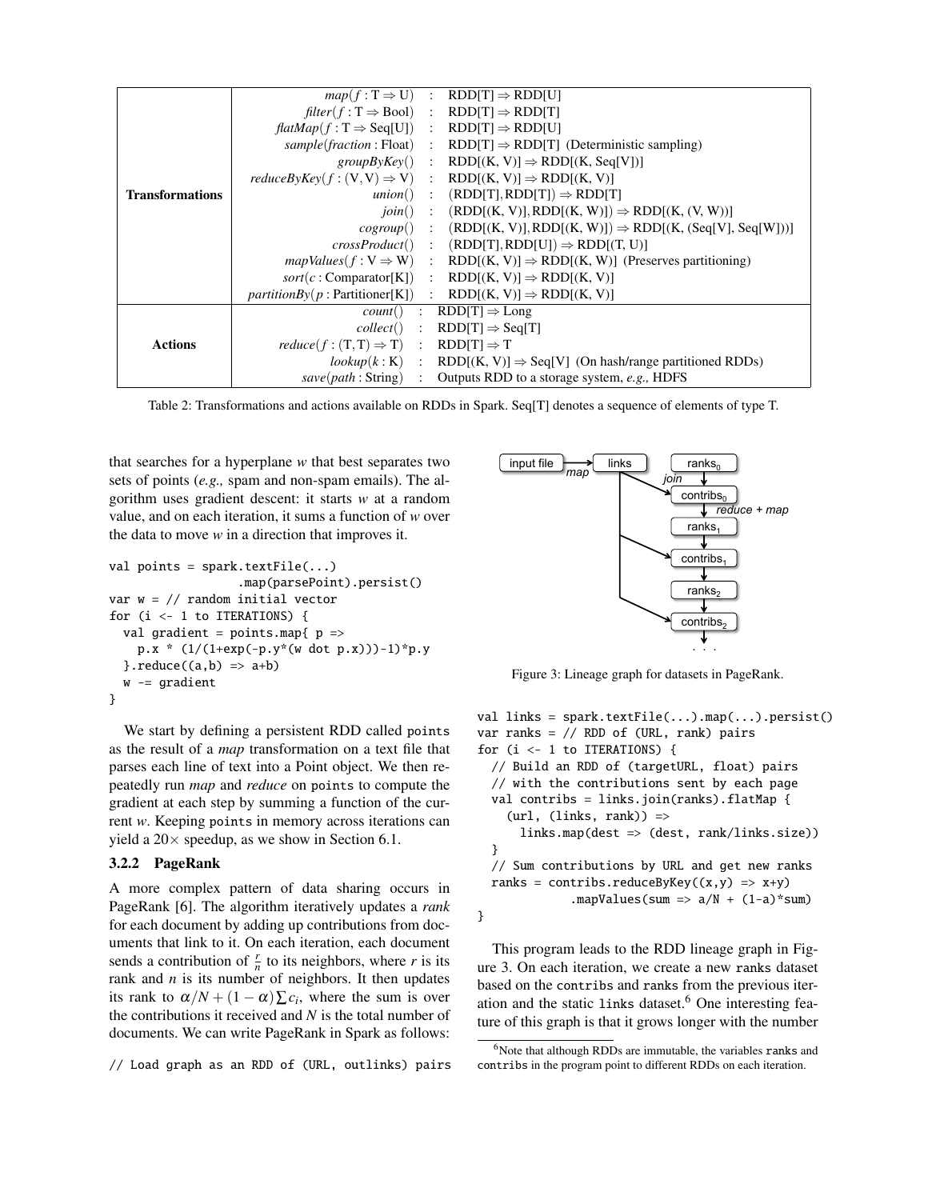| | | | |
|---|---|---|---|
| **Transformations** | $map(f : T \Rightarrow U)$ | : | $RDD[T] \Rightarrow RDD[U]$ |
| | $filter(f : T \Rightarrow Bool)$ | : | $RDD[T] \Rightarrow RDD[T]$ |
| | $flatMap(f : T \Rightarrow Seq[U])$ | : | $RDD[T] \Rightarrow RDD[U]$ |
| | $sample(fraction : Float)$ | : | $RDD[T] \Rightarrow RDD[T]$ (Deterministic sampling) |
| | $groupByKey()$ | : | $RDD[(K, V)] \Rightarrow RDD[(K, Seq[V])]$ |
| | $reduceByKey(f : (V,V) \Rightarrow V)$ | : | $RDD[(K, V)] \Rightarrow RDD[(K, V)]$ |
| | $union()$ | : | $(RDD[T], RDD[T]) \Rightarrow RDD[T]$ |
| | $join()$ | : | $(RDD[(K, V)], RDD[(K, W)]) \Rightarrow RDD[(K, (V, W))]$ |
| | $cogroup()$ | : | $(RDD[(K, V)], RDD[(K, W)]) \Rightarrow RDD[(K, (Seq[V], Seq[W]))]$ |
| | $crossProduct()$ | : | $(RDD[T], RDD[U]) \Rightarrow RDD[(T, U)]$ |
| | $mapValues(f : V \Rightarrow W)$ | : | $RDD[(K, V)] \Rightarrow RDD[(K, W)]$ (Preserves partitioning) |
| | $sort(c : Comparator[K])$ | : | $RDD[(K, V)] \Rightarrow RDD[(K, V)]$ |
| | $partitionBy(p : Partitioner[K])$ | : | $RDD[(K, V)] \Rightarrow RDD[(K, V)]$ |
| **Actions** | $count()$ | : | $RDD[T] \Rightarrow Long$ |
| | $collect()$ | : | $RDD[T] \Rightarrow Seq[T]$ |
| | $reduce(f : (T,T) \Rightarrow T)$ | : | $RDD[T] \Rightarrow T$ |
| | $lookup(k : K)$ | : | $RDD[(K, V)] \Rightarrow Seq[V]$ (On hash/range partitioned RDDs) |
| | $save(path : String)$ | : | Outputs RDD to a storage system, *e.g.,* HDFS |

Table 2: Transformations and actions available on RDDs in Spark. Seq[T] denotes a sequence of elements of type T.

that searches for a hyperplane *w* that best separates two sets of points (*e.g.,* spam and non-spam emails). The algorithm uses gradient descent: it starts *w* at a random value, and on each iteration, it sums a function of *w* over the data to move *w* in a direction that improves it.

```
val points = spark.textFile(...)
                  .map(parsePoint).persist()
var w = // random initial vector
for (i <- 1 to ITERATIONS) {
  val gradient = points.map{ p =>
    p.x * (1/(1+exp(-p.y*(w dot p.x)))-1)*p.y
  }.reduce((a,b) => a+b)
  w -= gradient
}
```

We start by defining a persistent RDD called `points` as the result of a *map* transformation on a text file that parses each line of text into a Point object. We then repeatedly run *map* and *reduce* on `points` to compute the gradient at each step by summing a function of the current *w*. Keeping `points` in memory across iterations can yield a 20× speedup, as we show in Section 6.1.

### 3.2.2 PageRank

A more complex pattern of data sharing occurs in PageRank [6]. The algorithm iteratively updates a *rank* for each document by adding up contributions from documents that link to it. On each iteration, each document sends a contribution of $\frac{r}{n}$ to its neighbors, where $r$ is its rank and $n$ is its number of neighbors. It then updates its rank to $\alpha/N + (1-\alpha)\sum c_i$, where the sum is over the contributions it received and $N$ is the total number of documents. We can write PageRank in Spark as follows:

```
// Load graph as an RDD of (URL, outlinks) pairs
```

Figure 3: Lineage graph for datasets in PageRank.

```
val links = spark.textFile(...).map(...).persist()
var ranks = // RDD of (URL, rank) pairs
for (i <- 1 to ITERATIONS) {
  // Build an RDD of (targetURL, float) pairs
  // with the contributions sent by each page
  val contribs = links.join(ranks).flatMap {
    (url, (links, rank)) =>
      links.map(dest => (dest, rank/links.size))
  }
  // Sum contributions by URL and get new ranks
  ranks = contribs.reduceByKey((x,y) => x+y)
             .mapValues(sum => a/N + (1-a)*sum)
}
```

This program leads to the RDD lineage graph in Figure 3. On each iteration, we create a new `ranks` dataset based on the `contribs` and `ranks` from the previous iteration and the static `links` dataset.[6] One interesting feature of this graph is that it grows longer with the number

[6] Note that although RDDs are immutable, the variables `ranks` and `contribs` in the program point to different RDDs on each iteration.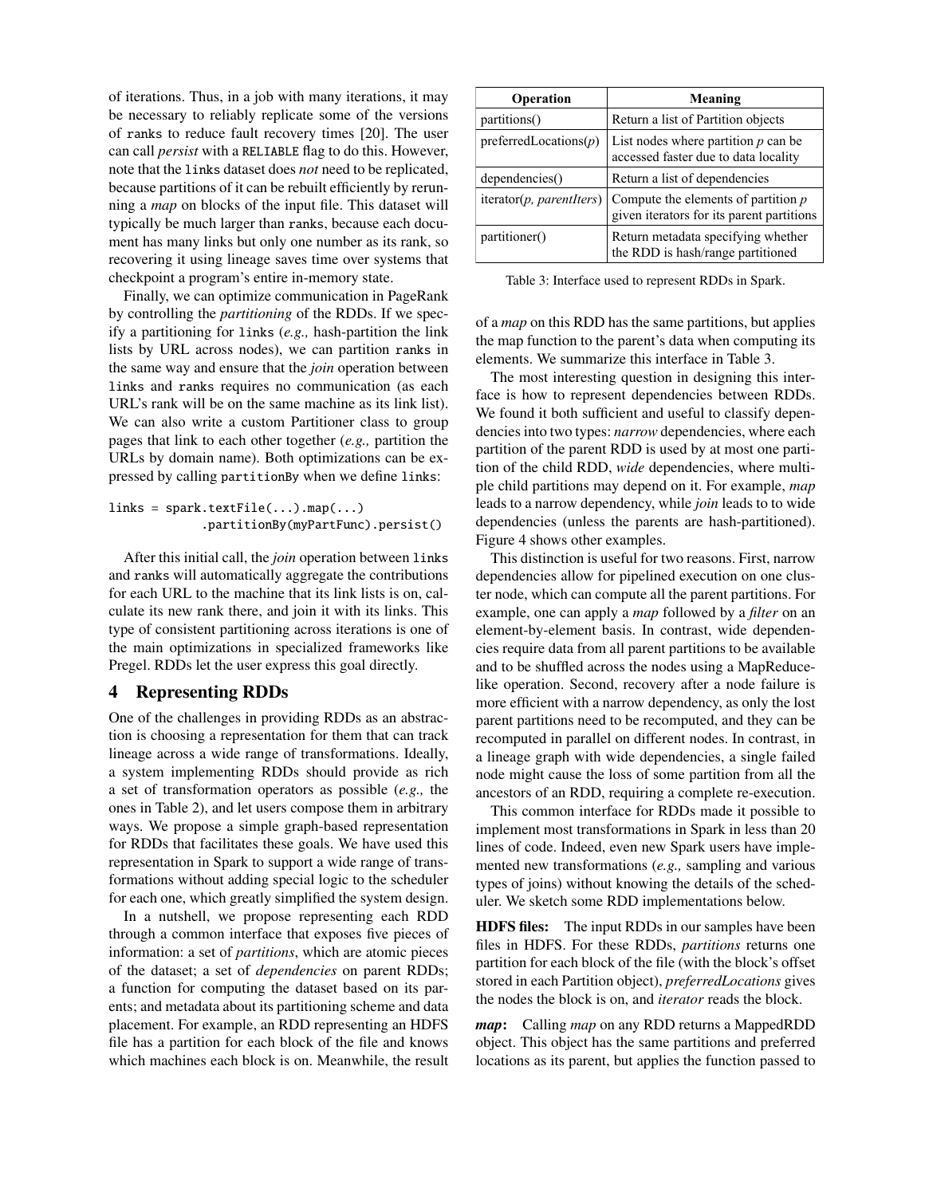of iterations. Thus, in a job with many iterations, it may be necessary to reliably replicate some of the versions of ranks to reduce fault recovery times [20]. The user can call *persist* with a RELIABLE flag to do this. However, note that the links dataset does *not* need to be replicated, because partitions of it can be rebuilt efficiently by rerunning a *map* on blocks of the input file. This dataset will typically be much larger than ranks, because each document has many links but only one number as its rank, so recovering it using lineage saves time over systems that checkpoint a program's entire in-memory state.

Finally, we can optimize communication in PageRank by controlling the *partitioning* of the RDDs. If we specify a partitioning for links (*e.g.,* hash-partition the link lists by URL across nodes), we can partition ranks in the same way and ensure that the *join* operation between links and ranks requires no communication (as each URL's rank will be on the same machine as its link list). We can also write a custom Partitioner class to group pages that link to each other together (*e.g.,* partition the URLs by domain name). Both optimizations can be expressed by calling partitionBy when we define links:

```
links = spark.textFile(...).map(...)
             .partitionBy(myPartFunc).persist()
```

After this initial call, the *join* operation between links and ranks will automatically aggregate the contributions for each URL to the machine that its link lists is on, calculate its new rank there, and join it with its links. This type of consistent partitioning across iterations is one of the main optimizations in specialized frameworks like Pregel. RDDs let the user express this goal directly.

## 4 Representing RDDs

One of the challenges in providing RDDs as an abstraction is choosing a representation for them that can track lineage across a wide range of transformations. Ideally, a system implementing RDDs should provide as rich a set of transformation operators as possible (*e.g.,* the ones in Table 2), and let users compose them in arbitrary ways. We propose a simple graph-based representation for RDDs that facilitates these goals. We have used this representation in Spark to support a wide range of transformations without adding special logic to the scheduler for each one, which greatly simplified the system design.

In a nutshell, we propose representing each RDD through a common interface that exposes five pieces of information: a set of *partitions*, which are atomic pieces of the dataset; a set of *dependencies* on parent RDDs; a function for computing the dataset based on its parents; and metadata about its partitioning scheme and data placement. For example, an RDD representing an HDFS file has a partition for each block of the file and knows which machines each block is on. Meanwhile, the result of a *map* on this RDD has the same partitions, but applies the map function to the parent's data when computing its elements. We summarize this interface in Table 3.

| **Operation** | **Meaning** |
|---|---|
| partitions() | Return a list of Partition objects |
| preferredLocations(*p*) | List nodes where partition *p* can be accessed faster due to data locality |
| dependencies() | Return a list of dependencies |
| iterator(*p, parentIters*) | Compute the elements of partition *p* given iterators for its parent partitions |
| partitioner() | Return metadata specifying whether the RDD is hash/range partitioned |

Table 3: Interface used to represent RDDs in Spark.

The most interesting question in designing this interface is how to represent dependencies between RDDs. We found it both sufficient and useful to classify dependencies into two types: *narrow* dependencies, where each partition of the parent RDD is used by at most one partition of the child RDD, *wide* dependencies, where multiple child partitions may depend on it. For example, *map* leads to a narrow dependency, while *join* leads to to wide dependencies (unless the parents are hash-partitioned). Figure 4 shows other examples.

This distinction is useful for two reasons. First, narrow dependencies allow for pipelined execution on one cluster node, which can compute all the parent partitions. For example, one can apply a *map* followed by a *filter* on an element-by-element basis. In contrast, wide dependencies require data from all parent partitions to be available and to be shuffled across the nodes using a MapReduce-like operation. Second, recovery after a node failure is more efficient with a narrow dependency, as only the lost parent partitions need to be recomputed, and they can be recomputed in parallel on different nodes. In contrast, in a lineage graph with wide dependencies, a single failed node might cause the loss of some partition from all the ancestors of an RDD, requiring a complete re-execution.

This common interface for RDDs made it possible to implement most transformations in Spark in less than 20 lines of code. Indeed, even new Spark users have implemented new transformations (*e.g.,* sampling and various types of joins) without knowing the details of the scheduler. We sketch some RDD implementations below.

**HDFS files:** The input RDDs in our samples have been files in HDFS. For these RDDs, *partitions* returns one partition for each block of the file (with the block's offset stored in each Partition object), *preferredLocations* gives the nodes the block is on, and *iterator* reads the block.

***map*:** Calling *map* on any RDD returns a MappedRDD object. This object has the same partitions and preferred locations as its parent, but applies the function passed to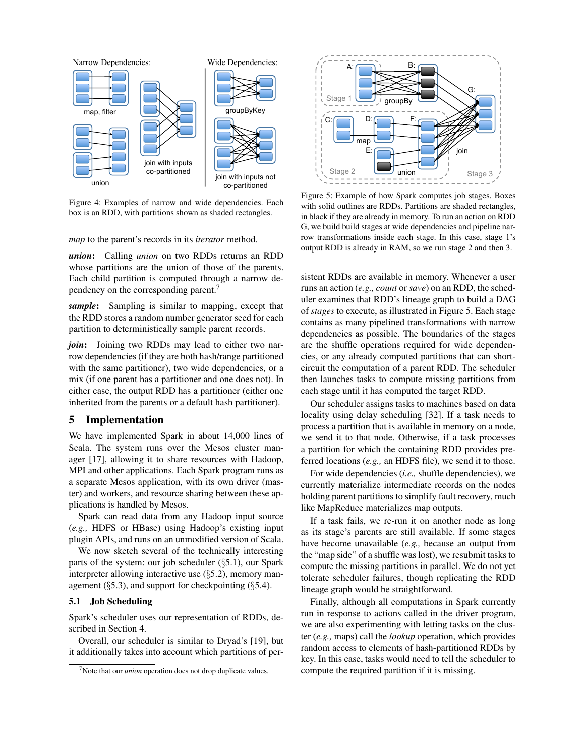Figure 4: Examples of narrow and wide dependencies. Each box is an RDD, with partitions shown as shaded rectangles.

*map* to the parent's records in its *iterator* method.

***union*:** Calling *union* on two RDDs returns an RDD whose partitions are the union of those of the parents. Each child partition is computed through a narrow dependency on the corresponding parent.[7]

***sample*:** Sampling is similar to mapping, except that the RDD stores a random number generator seed for each partition to deterministically sample parent records.

***join*:** Joining two RDDs may lead to either two narrow dependencies (if they are both hash/range partitioned with the same partitioner), two wide dependencies, or a mix (if one parent has a partitioner and one does not). In either case, the output RDD has a partitioner (either one inherited from the parents or a default hash partitioner).

## 5 Implementation

We have implemented Spark in about 14,000 lines of Scala. The system runs over the Mesos cluster manager [17], allowing it to share resources with Hadoop, MPI and other applications. Each Spark program runs as a separate Mesos application, with its own driver (master) and workers, and resource sharing between these applications is handled by Mesos.

Spark can read data from any Hadoop input source (*e.g.,* HDFS or HBase) using Hadoop's existing input plugin APIs, and runs on an unmodified version of Scala.

We now sketch several of the technically interesting parts of the system: our job scheduler (§5.1), our Spark interpreter allowing interactive use (§5.2), memory management (§5.3), and support for checkpointing (§5.4).

### 5.1 Job Scheduling

Spark's scheduler uses our representation of RDDs, described in Section 4.

Overall, our scheduler is similar to Dryad's [19], but it additionally takes into account which partitions of persistent RDDs are available in memory. Whenever a user runs an action (*e.g., count* or *save*) on an RDD, the scheduler examines that RDD's lineage graph to build a DAG of *stages* to execute, as illustrated in Figure 5. Each stage contains as many pipelined transformations with narrow dependencies as possible. The boundaries of the stages are the shuffle operations required for wide dependencies, or any already computed partitions that can short-circuit the computation of a parent RDD. The scheduler then launches tasks to compute missing partitions from each stage until it has computed the target RDD.

Figure 5: Example of how Spark computes job stages. Boxes with solid outlines are RDDs. Partitions are shaded rectangles, in black if they are already in memory. To run an action on RDD G, we build build stages at wide dependencies and pipeline narrow transformations inside each stage. In this case, stage 1's output RDD is already in RAM, so we run stage 2 and then 3.

Our scheduler assigns tasks to machines based on data locality using delay scheduling [32]. If a task needs to process a partition that is available in memory on a node, we send it to that node. Otherwise, if a task processes a partition for which the containing RDD provides preferred locations (*e.g.,* an HDFS file), we send it to those.

For wide dependencies (*i.e.,* shuffle dependencies), we currently materialize intermediate records on the nodes holding parent partitions to simplify fault recovery, much like MapReduce materializes map outputs.

If a task fails, we re-run it on another node as long as its stage's parents are still available. If some stages have become unavailable (*e.g.,* because an output from the "map side" of a shuffle was lost), we resubmit tasks to compute the missing partitions in parallel. We do not yet tolerate scheduler failures, though replicating the RDD lineage graph would be straightforward.

Finally, although all computations in Spark currently run in response to actions called in the driver program, we are also experimenting with letting tasks on the cluster (*e.g.,* maps) call the *lookup* operation, which provides random access to elements of hash-partitioned RDDs by key. In this case, tasks would need to tell the scheduler to compute the required partition if it is missing.

[7] Note that our *union* operation does not drop duplicate values.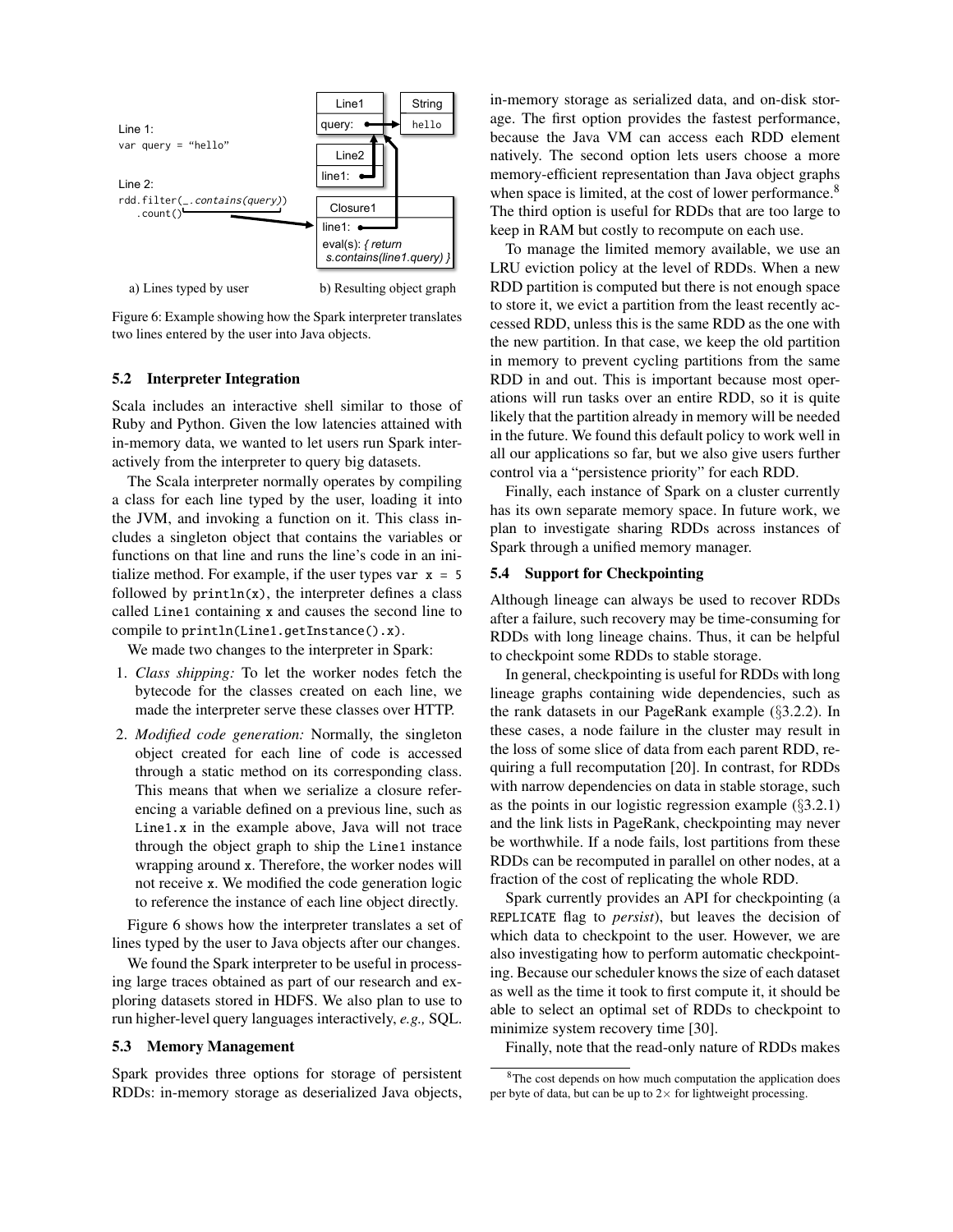Line 1:
```
var query = "hello"
```

Line 2:
```
rdd.filter(_.contains(query))
   .count()
```

a) Lines typed by user

b) Resulting object graph

Figure 6: Example showing how the Spark interpreter translates two lines entered by the user into Java objects.

### 5.2 Interpreter Integration

Scala includes an interactive shell similar to those of Ruby and Python. Given the low latencies attained with in-memory data, we wanted to let users run Spark interactively from the interpreter to query big datasets.

The Scala interpreter normally operates by compiling a class for each line typed by the user, loading it into the JVM, and invoking a function on it. This class includes a singleton object that contains the variables or functions on that line and runs the line's code in an initialize method. For example, if the user types `var x = 5` followed by `println(x)`, the interpreter defines a class called `Line1` containing `x` and causes the second line to compile to `println(Line1.getInstance().x)`.

We made two changes to the interpreter in Spark:

1. *Class shipping:* To let the worker nodes fetch the bytecode for the classes created on each line, we made the interpreter serve these classes over HTTP.
2. *Modified code generation:* Normally, the singleton object created for each line of code is accessed through a static method on its corresponding class. This means that when we serialize a closure referencing a variable defined on a previous line, such as `Line1.x` in the example above, Java will not trace through the object graph to ship the `Line1` instance wrapping around `x`. Therefore, the worker nodes will not receive `x`. We modified the code generation logic to reference the instance of each line object directly.

Figure 6 shows how the interpreter translates a set of lines typed by the user to Java objects after our changes.

We found the Spark interpreter to be useful in processing large traces obtained as part of our research and exploring datasets stored in HDFS. We also plan to use to run higher-level query languages interactively, *e.g.,* SQL.

### 5.3 Memory Management

Spark provides three options for storage of persistent RDDs: in-memory storage as deserialized Java objects, in-memory storage as serialized data, and on-disk storage. The first option provides the fastest performance, because the Java VM can access each RDD element natively. The second option lets users choose a more memory-efficient representation than Java object graphs when space is limited, at the cost of lower performance.[8] The third option is useful for RDDs that are too large to keep in RAM but costly to recompute on each use.

To manage the limited memory available, we use an LRU eviction policy at the level of RDDs. When a new RDD partition is computed but there is not enough space to store it, we evict a partition from the least recently accessed RDD, unless this is the same RDD as the one with the new partition. In that case, we keep the old partition in memory to prevent cycling partitions from the same RDD in and out. This is important because most operations will run tasks over an entire RDD, so it is quite likely that the partition already in memory will be needed in the future. We found this default policy to work well in all our applications so far, but we also give users further control via a "persistence priority" for each RDD.

Finally, each instance of Spark on a cluster currently has its own separate memory space. In future work, we plan to investigate sharing RDDs across instances of Spark through a unified memory manager.

### 5.4 Support for Checkpointing

Although lineage can always be used to recover RDDs after a failure, such recovery may be time-consuming for RDDs with long lineage chains. Thus, it can be helpful to checkpoint some RDDs to stable storage.

In general, checkpointing is useful for RDDs with long lineage graphs containing wide dependencies, such as the rank datasets in our PageRank example (§3.2.2). In these cases, a node failure in the cluster may result in the loss of some slice of data from each parent RDD, requiring a full recomputation [20]. In contrast, for RDDs with narrow dependencies on data in stable storage, such as the points in our logistic regression example (§3.2.1) and the link lists in PageRank, checkpointing may never be worthwhile. If a node fails, lost partitions from these RDDs can be recomputed in parallel on other nodes, at a fraction of the cost of replicating the whole RDD.

Spark currently provides an API for checkpointing (a `REPLICATE` flag to *persist*), but leaves the decision of which data to checkpoint to the user. However, we are also investigating how to perform automatic checkpointing. Because our scheduler knows the size of each dataset as well as the time it took to first compute it, it should be able to select an optimal set of RDDs to checkpoint to minimize system recovery time [30].

Finally, note that the read-only nature of RDDs makes

[8] The cost depends on how much computation the application does per byte of data, but can be up to $2\times$ for lightweight processing.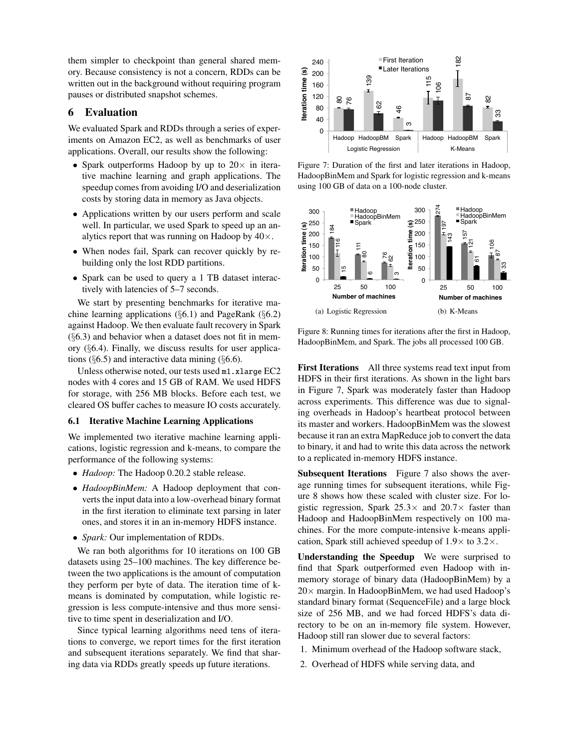them simpler to checkpoint than general shared memory. Because consistency is not a concern, RDDs can be written out in the background without requiring program pauses or distributed snapshot schemes.

## 6 Evaluation

We evaluated Spark and RDDs through a series of experiments on Amazon EC2, as well as benchmarks of user applications. Overall, our results show the following:

- Spark outperforms Hadoop by up to 20× in iterative machine learning and graph applications. The speedup comes from avoiding I/O and deserialization costs by storing data in memory as Java objects.
- Applications written by our users perform and scale well. In particular, we used Spark to speed up an analytics report that was running on Hadoop by 40×.
- When nodes fail, Spark can recover quickly by rebuilding only the lost RDD partitions.
- Spark can be used to query a 1 TB dataset interactively with latencies of 5–7 seconds.

We start by presenting benchmarks for iterative machine learning applications (§6.1) and PageRank (§6.2) against Hadoop. We then evaluate fault recovery in Spark (§6.3) and behavior when a dataset does not fit in memory (§6.4). Finally, we discuss results for user applications (§6.5) and interactive data mining (§6.6).

Unless otherwise noted, our tests used `m1.xlarge` EC2 nodes with 4 cores and 15 GB of RAM. We used HDFS for storage, with 256 MB blocks. Before each test, we cleared OS buffer caches to measure IO costs accurately.

### 6.1 Iterative Machine Learning Applications

We implemented two iterative machine learning applications, logistic regression and k-means, to compare the performance of the following systems:

- *Hadoop:* The Hadoop 0.20.2 stable release.
- *HadoopBinMem:* A Hadoop deployment that converts the input data into a low-overhead binary format in the first iteration to eliminate text parsing in later ones, and stores it in an in-memory HDFS instance.
- *Spark:* Our implementation of RDDs.

We ran both algorithms for 10 iterations on 100 GB datasets using 25–100 machines. The key difference between the two applications is the amount of computation they perform per byte of data. The iteration time of k-means is dominated by computation, while logistic regression is less compute-intensive and thus more sensitive to time spent in deserialization and I/O.

Since typical learning algorithms need tens of iterations to converge, we report times for the first iteration and subsequent iterations separately. We find that sharing data via RDDs greatly speeds up future iterations.

Figure 7: Duration of the first and later iterations in Hadoop, HadoopBinMem and Spark for logistic regression and k-means using 100 GB of data on a 100-node cluster.

(a) Logistic Regression (b) K-Means

Figure 8: Running times for iterations after the first in Hadoop, HadoopBinMem, and Spark. The jobs all processed 100 GB.

**First Iterations** All three systems read text input from HDFS in their first iterations. As shown in the light bars in Figure 7, Spark was moderately faster than Hadoop across experiments. This difference was due to signaling overheads in Hadoop's heartbeat protocol between its master and workers. HadoopBinMem was the slowest because it ran an extra MapReduce job to convert the data to binary, it and had to write this data across the network to a replicated in-memory HDFS instance.

**Subsequent Iterations** Figure 7 also shows the average running times for subsequent iterations, while Figure 8 shows how these scaled with cluster size. For logistic regression, Spark 25.3× and 20.7× faster than Hadoop and HadoopBinMem respectively on 100 machines. For the more compute-intensive k-means application, Spark still achieved speedup of 1.9× to 3.2×.

**Understanding the Speedup** We were surprised to find that Spark outperformed even Hadoop with in-memory storage of binary data (HadoopBinMem) by a 20× margin. In HadoopBinMem, we had used Hadoop's standard binary format (SequenceFile) and a large block size of 256 MB, and we had forced HDFS's data directory to be on an in-memory file system. However, Hadoop still ran slower due to several factors:

1. Minimum overhead of the Hadoop software stack,
2. Overhead of HDFS while serving data, and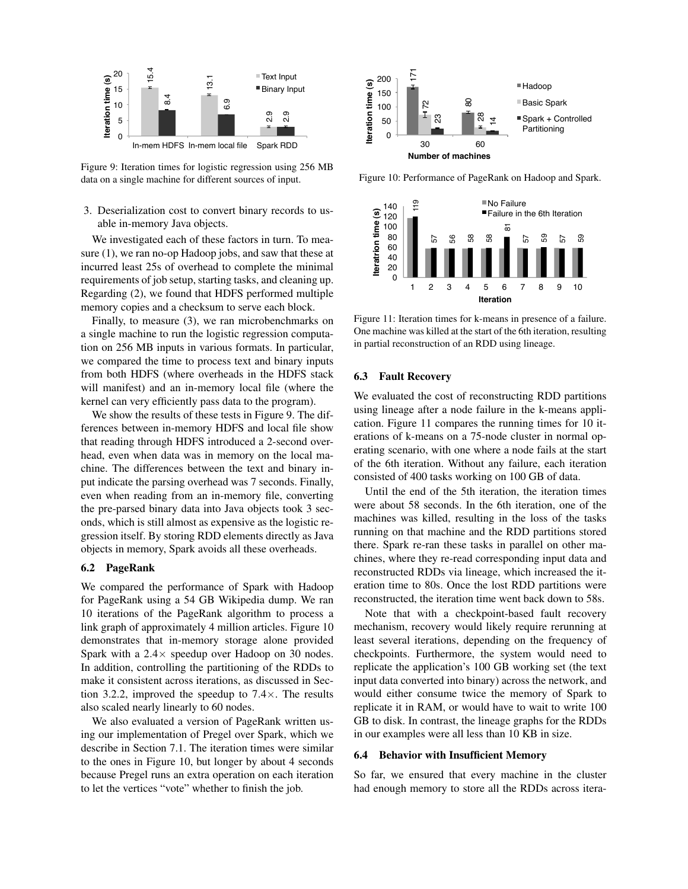Figure 9: Iteration times for logistic regression using 256 MB data on a single machine for different sources of input.

3. Deserialization cost to convert binary records to usable in-memory Java objects.

We investigated each of these factors in turn. To measure (1), we ran no-op Hadoop jobs, and saw that these at incurred least 25s of overhead to complete the minimal requirements of job setup, starting tasks, and cleaning up. Regarding (2), we found that HDFS performed multiple memory copies and a checksum to serve each block.

Finally, to measure (3), we ran microbenchmarks on a single machine to run the logistic regression computation on 256 MB inputs in various formats. In particular, we compared the time to process text and binary inputs from both HDFS (where overheads in the HDFS stack will manifest) and an in-memory local file (where the kernel can very efficiently pass data to the program).

We show the results of these tests in Figure 9. The differences between in-memory HDFS and local file show that reading through HDFS introduced a 2-second overhead, even when data was in memory on the local machine. The differences between the text and binary input indicate the parsing overhead was 7 seconds. Finally, even when reading from an in-memory file, converting the pre-parsed binary data into Java objects took 3 seconds, which is still almost as expensive as the logistic regression itself. By storing RDD elements directly as Java objects in memory, Spark avoids all these overheads.

### 6.2 PageRank

We compared the performance of Spark with Hadoop for PageRank using a 54 GB Wikipedia dump. We ran 10 iterations of the PageRank algorithm to process a link graph of approximately 4 million articles. Figure 10 demonstrates that in-memory storage alone provided Spark with a 2.4× speedup over Hadoop on 30 nodes. In addition, controlling the partitioning of the RDDs to make it consistent across iterations, as discussed in Section 3.2.2, improved the speedup to 7.4×. The results also scaled nearly linearly to 60 nodes.

We also evaluated a version of PageRank written using our implementation of Pregel over Spark, which we describe in Section 7.1. The iteration times were similar to the ones in Figure 10, but longer by about 4 seconds because Pregel runs an extra operation on each iteration to let the vertices "vote" whether to finish the job.

Figure 10: Performance of PageRank on Hadoop and Spark.

Figure 11: Iteration times for k-means in presence of a failure. One machine was killed at the start of the 6th iteration, resulting in partial reconstruction of an RDD using lineage.

### 6.3 Fault Recovery

We evaluated the cost of reconstructing RDD partitions using lineage after a node failure in the k-means application. Figure 11 compares the running times for 10 iterations of k-means on a 75-node cluster in normal operating scenario, with one where a node fails at the start of the 6th iteration. Without any failure, each iteration consisted of 400 tasks working on 100 GB of data.

Until the end of the 5th iteration, the iteration times were about 58 seconds. In the 6th iteration, one of the machines was killed, resulting in the loss of the tasks running on that machine and the RDD partitions stored there. Spark re-ran these tasks in parallel on other machines, where they re-read corresponding input data and reconstructed RDDs via lineage, which increased the iteration time to 80s. Once the lost RDD partitions were reconstructed, the iteration time went back down to 58s.

Note that with a checkpoint-based fault recovery mechanism, recovery would likely require rerunning at least several iterations, depending on the frequency of checkpoints. Furthermore, the system would need to replicate the application's 100 GB working set (the text input data converted into binary) across the network, and would either consume twice the memory of Spark to replicate it in RAM, or would have to wait to write 100 GB to disk. In contrast, the lineage graphs for the RDDs in our examples were all less than 10 KB in size.

### 6.4 Behavior with Insufficient Memory

So far, we ensured that every machine in the cluster had enough memory to store all the RDDs across itera-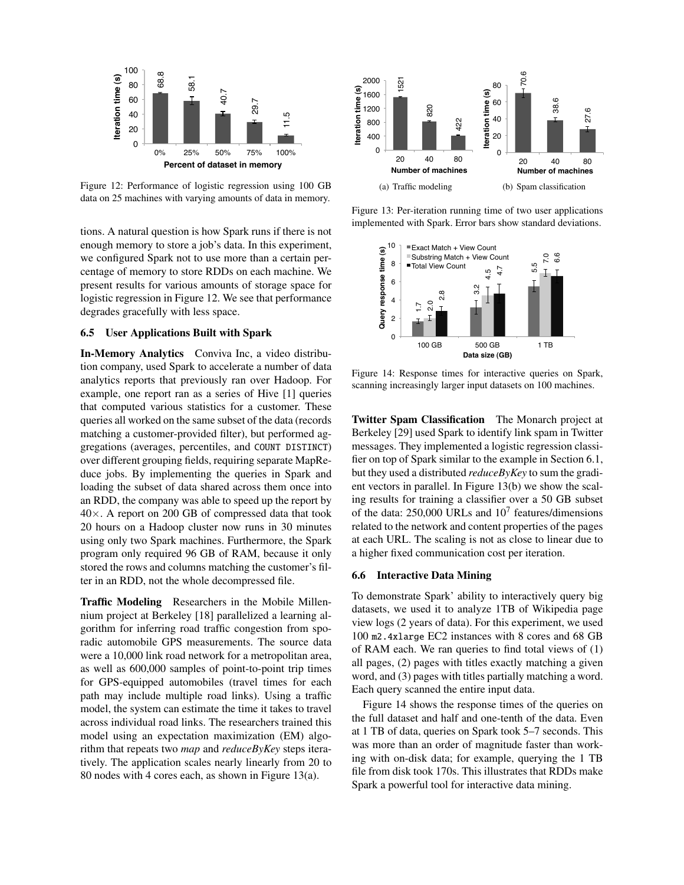Figure 12: Performance of logistic regression using 100 GB data on 25 machines with varying amounts of data in memory.

tions. A natural question is how Spark runs if there is not enough memory to store a job's data. In this experiment, we configured Spark not to use more than a certain percentage of memory to store RDDs on each machine. We present results for various amounts of storage space for logistic regression in Figure 12. We see that performance degrades gracefully with less space.

### 6.5 User Applications Built with Spark

**In-Memory Analytics** Conviva Inc, a video distribution company, used Spark to accelerate a number of data analytics reports that previously ran over Hadoop. For example, one report ran as a series of Hive [1] queries that computed various statistics for a customer. These queries all worked on the same subset of the data (records matching a customer-provided filter), but performed aggregations (averages, percentiles, and `COUNT DISTINCT`) over different grouping fields, requiring separate MapReduce jobs. By implementing the queries in Spark and loading the subset of data shared across them once into an RDD, the company was able to speed up the report by 40×. A report on 200 GB of compressed data that took 20 hours on a Hadoop cluster now runs in 30 minutes using only two Spark machines. Furthermore, the Spark program only required 96 GB of RAM, because it only stored the rows and columns matching the customer's filter in an RDD, not the whole decompressed file.

**Traffic Modeling** Researchers in the Mobile Millennium project at Berkeley [18] parallelized a learning algorithm for inferring road traffic congestion from sporadic automobile GPS measurements. The source data were a 10,000 link road network for a metropolitan area, as well as 600,000 samples of point-to-point trip times for GPS-equipped automobiles (travel times for each path may include multiple road links). Using a traffic model, the system can estimate the time it takes to travel across individual road links. The researchers trained this model using an expectation maximization (EM) algorithm that repeats two *map* and *reduceByKey* steps iteratively. The application scales nearly linearly from 20 to 80 nodes with 4 cores each, as shown in Figure 13(a).

(a) Traffic modeling

(b) Spam classification

Figure 13: Per-iteration running time of two user applications implemented with Spark. Error bars show standard deviations.

Figure 14: Response times for interactive queries on Spark, scanning increasingly larger input datasets on 100 machines.

**Twitter Spam Classification** The Monarch project at Berkeley [29] used Spark to identify link spam in Twitter messages. They implemented a logistic regression classifier on top of Spark similar to the example in Section 6.1, but they used a distributed *reduceByKey* to sum the gradient vectors in parallel. In Figure 13(b) we show the scaling results for training a classifier over a 50 GB subset of the data: 250,000 URLs and $10^7$ features/dimensions related to the network and content properties of the pages at each URL. The scaling is not as close to linear due to a higher fixed communication cost per iteration.

### 6.6 Interactive Data Mining

To demonstrate Spark' ability to interactively query big datasets, we used it to analyze 1TB of Wikipedia page view logs (2 years of data). For this experiment, we used 100 `m2.4xlarge` EC2 instances with 8 cores and 68 GB of RAM each. We ran queries to find total views of (1) all pages, (2) pages with titles exactly matching a given word, and (3) pages with titles partially matching a word. Each query scanned the entire input data.

Figure 14 shows the response times of the queries on the full dataset and half and one-tenth of the data. Even at 1 TB of data, queries on Spark took 5–7 seconds. This was more than an order of magnitude faster than working with on-disk data; for example, querying the 1 TB file from disk took 170s. This illustrates that RDDs make Spark a powerful tool for interactive data mining.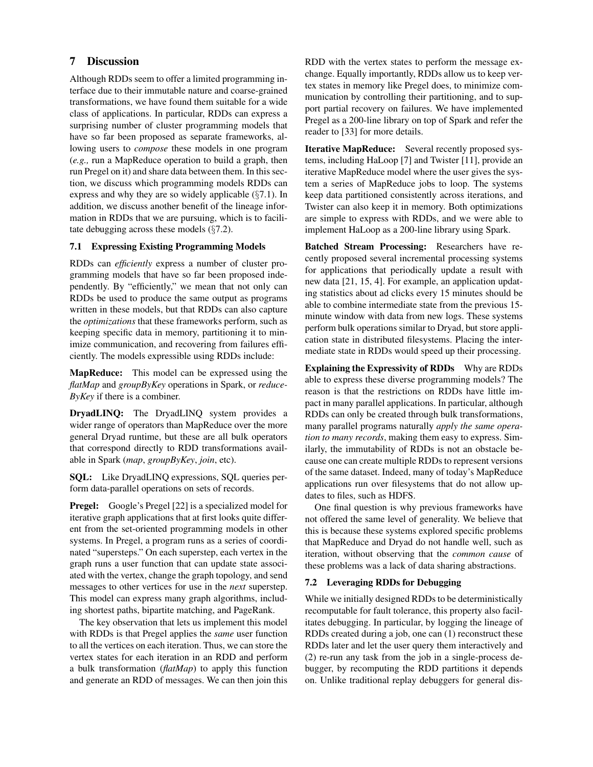## 7 Discussion

Although RDDs seem to offer a limited programming interface due to their immutable nature and coarse-grained transformations, we have found them suitable for a wide class of applications. In particular, RDDs can express a surprising number of cluster programming models that have so far been proposed as separate frameworks, allowing users to *compose* these models in one program (*e.g.,* run a MapReduce operation to build a graph, then run Pregel on it) and share data between them. In this section, we discuss which programming models RDDs can express and why they are so widely applicable (§7.1). In addition, we discuss another benefit of the lineage information in RDDs that we are pursuing, which is to facilitate debugging across these models (§7.2).

### 7.1 Expressing Existing Programming Models

RDDs can *efficiently* express a number of cluster programming models that have so far been proposed independently. By "efficiently," we mean that not only can RDDs be used to produce the same output as programs written in these models, but that RDDs can also capture the *optimizations* that these frameworks perform, such as keeping specific data in memory, partitioning it to minimize communication, and recovering from failures efficiently. The models expressible using RDDs include:

**MapReduce:** This model can be expressed using the *flatMap* and *groupByKey* operations in Spark, or *reduceByKey* if there is a combiner.

**DryadLINQ:** The DryadLINQ system provides a wider range of operators than MapReduce over the more general Dryad runtime, but these are all bulk operators that correspond directly to RDD transformations available in Spark (*map*, *groupByKey*, *join*, etc).

**SQL:** Like DryadLINQ expressions, SQL queries perform data-parallel operations on sets of records.

**Pregel:** Google's Pregel [22] is a specialized model for iterative graph applications that at first looks quite different from the set-oriented programming models in other systems. In Pregel, a program runs as a series of coordinated "supersteps." On each superstep, each vertex in the graph runs a user function that can update state associated with the vertex, change the graph topology, and send messages to other vertices for use in the *next* superstep. This model can express many graph algorithms, including shortest paths, bipartite matching, and PageRank.

The key observation that lets us implement this model with RDDs is that Pregel applies the *same* user function to all the vertices on each iteration. Thus, we can store the vertex states for each iteration in an RDD and perform a bulk transformation (*flatMap*) to apply this function and generate an RDD of messages. We can then join this RDD with the vertex states to perform the message exchange. Equally importantly, RDDs allow us to keep vertex states in memory like Pregel does, to minimize communication by controlling their partitioning, and to support partial recovery on failures. We have implemented Pregel as a 200-line library on top of Spark and refer the reader to [33] for more details.

**Iterative MapReduce:** Several recently proposed systems, including HaLoop [7] and Twister [11], provide an iterative MapReduce model where the user gives the system a series of MapReduce jobs to loop. The systems keep data partitioned consistently across iterations, and Twister can also keep it in memory. Both optimizations are simple to express with RDDs, and we were able to implement HaLoop as a 200-line library using Spark.

**Batched Stream Processing:** Researchers have recently proposed several incremental processing systems for applications that periodically update a result with new data [21, 15, 4]. For example, an application updating statistics about ad clicks every 15 minutes should be able to combine intermediate state from the previous 15-minute window with data from new logs. These systems perform bulk operations similar to Dryad, but store application state in distributed filesystems. Placing the intermediate state in RDDs would speed up their processing.

**Explaining the Expressivity of RDDs** Why are RDDs able to express these diverse programming models? The reason is that the restrictions on RDDs have little impact in many parallel applications. In particular, although RDDs can only be created through bulk transformations, many parallel programs naturally *apply the same operation to many records*, making them easy to express. Similarly, the immutability of RDDs is not an obstacle because one can create multiple RDDs to represent versions of the same dataset. Indeed, many of today's MapReduce applications run over filesystems that do not allow updates to files, such as HDFS.

One final question is why previous frameworks have not offered the same level of generality. We believe that this is because these systems explored specific problems that MapReduce and Dryad do not handle well, such as iteration, without observing that the *common cause* of these problems was a lack of data sharing abstractions.

### 7.2 Leveraging RDDs for Debugging

While we initially designed RDDs to be deterministically recomputable for fault tolerance, this property also facilitates debugging. In particular, by logging the lineage of RDDs created during a job, one can (1) reconstruct these RDDs later and let the user query them interactively and (2) re-run any task from the job in a single-process debugger, by recomputing the RDD partitions it depends on. Unlike traditional replay debuggers for general dis-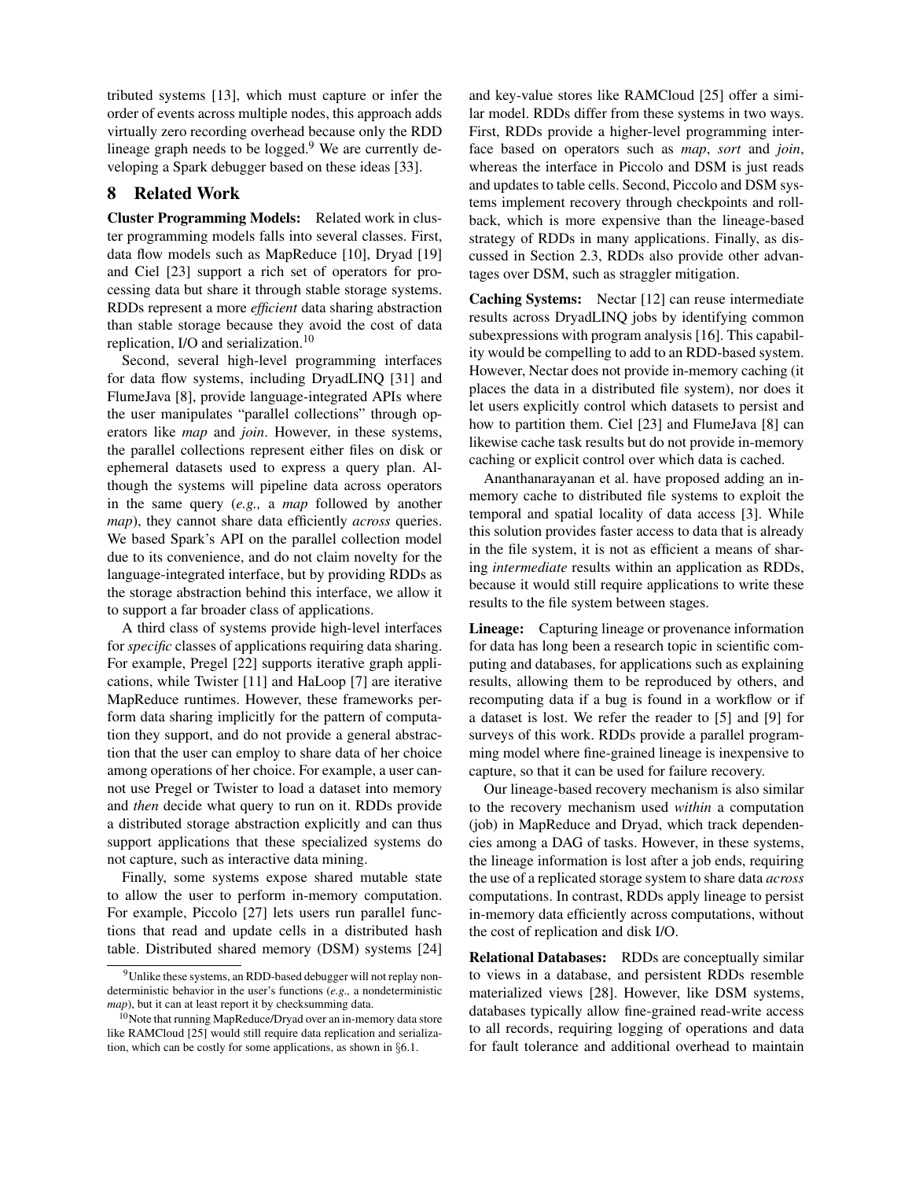tributed systems [13], which must capture or infer the order of events across multiple nodes, this approach adds virtually zero recording overhead because only the RDD lineage graph needs to be logged.[9] We are currently developing a Spark debugger based on these ideas [33].

## 8 Related Work

**Cluster Programming Models:** Related work in cluster programming models falls into several classes. First, data flow models such as MapReduce [10], Dryad [19] and Ciel [23] support a rich set of operators for processing data but share it through stable storage systems. RDDs represent a more *efficient* data sharing abstraction than stable storage because they avoid the cost of data replication, I/O and serialization.[10]

Second, several high-level programming interfaces for data flow systems, including DryadLINQ [31] and FlumeJava [8], provide language-integrated APIs where the user manipulates "parallel collections" through operators like *map* and *join*. However, in these systems, the parallel collections represent either files on disk or ephemeral datasets used to express a query plan. Although the systems will pipeline data across operators in the same query (*e.g.,* a *map* followed by another *map*), they cannot share data efficiently *across* queries. We based Spark's API on the parallel collection model due to its convenience, and do not claim novelty for the language-integrated interface, but by providing RDDs as the storage abstraction behind this interface, we allow it to support a far broader class of applications.

A third class of systems provide high-level interfaces for *specific* classes of applications requiring data sharing. For example, Pregel [22] supports iterative graph applications, while Twister [11] and HaLoop [7] are iterative MapReduce runtimes. However, these frameworks perform data sharing implicitly for the pattern of computation they support, and do not provide a general abstraction that the user can employ to share data of her choice among operations of her choice. For example, a user cannot use Pregel or Twister to load a dataset into memory and *then* decide what query to run on it. RDDs provide a distributed storage abstraction explicitly and can thus support applications that these specialized systems do not capture, such as interactive data mining.

Finally, some systems expose shared mutable state to allow the user to perform in-memory computation. For example, Piccolo [27] lets users run parallel functions that read and update cells in a distributed hash table. Distributed shared memory (DSM) systems [24] and key-value stores like RAMCloud [25] offer a similar model. RDDs differ from these systems in two ways. First, RDDs provide a higher-level programming interface based on operators such as *map*, *sort* and *join*, whereas the interface in Piccolo and DSM is just reads and updates to table cells. Second, Piccolo and DSM systems implement recovery through checkpoints and rollback, which is more expensive than the lineage-based strategy of RDDs in many applications. Finally, as discussed in Section 2.3, RDDs also provide other advantages over DSM, such as straggler mitigation.

**Caching Systems:** Nectar [12] can reuse intermediate results across DryadLINQ jobs by identifying common subexpressions with program analysis [16]. This capability would be compelling to add to an RDD-based system. However, Nectar does not provide in-memory caching (it places the data in a distributed file system), nor does it let users explicitly control which datasets to persist and how to partition them. Ciel [23] and FlumeJava [8] can likewise cache task results but do not provide in-memory caching or explicit control over which data is cached.

Ananthanarayanan et al. have proposed adding an in-memory cache to distributed file systems to exploit the temporal and spatial locality of data access [3]. While this solution provides faster access to data that is already in the file system, it is not as efficient a means of sharing *intermediate* results within an application as RDDs, because it would still require applications to write these results to the file system between stages.

**Lineage:** Capturing lineage or provenance information for data has long been a research topic in scientific computing and databases, for applications such as explaining results, allowing them to be reproduced by others, and recomputing data if a bug is found in a workflow or if a dataset is lost. We refer the reader to [5] and [9] for surveys of this work. RDDs provide a parallel programming model where fine-grained lineage is inexpensive to capture, so that it can be used for failure recovery.

Our lineage-based recovery mechanism is also similar to the recovery mechanism used *within* a computation (job) in MapReduce and Dryad, which track dependencies among a DAG of tasks. However, in these systems, the lineage information is lost after a job ends, requiring the use of a replicated storage system to share data *across* computations. In contrast, RDDs apply lineage to persist in-memory data efficiently across computations, without the cost of replication and disk I/O.

**Relational Databases:** RDDs are conceptually similar to views in a database, and persistent RDDs resemble materialized views [28]. However, like DSM systems, databases typically allow fine-grained read-write access to all records, requiring logging of operations and data for fault tolerance and additional overhead to maintain

---

[9] Unlike these systems, an RDD-based debugger will not replay nondeterministic behavior in the user's functions (*e.g.,* a nondeterministic *map*), but it can at least report it by checksumming data.

[10] Note that running MapReduce/Dryad over an in-memory data store like RAMCloud [25] would still require data replication and serialization, which can be costly for some applications, as shown in §6.1.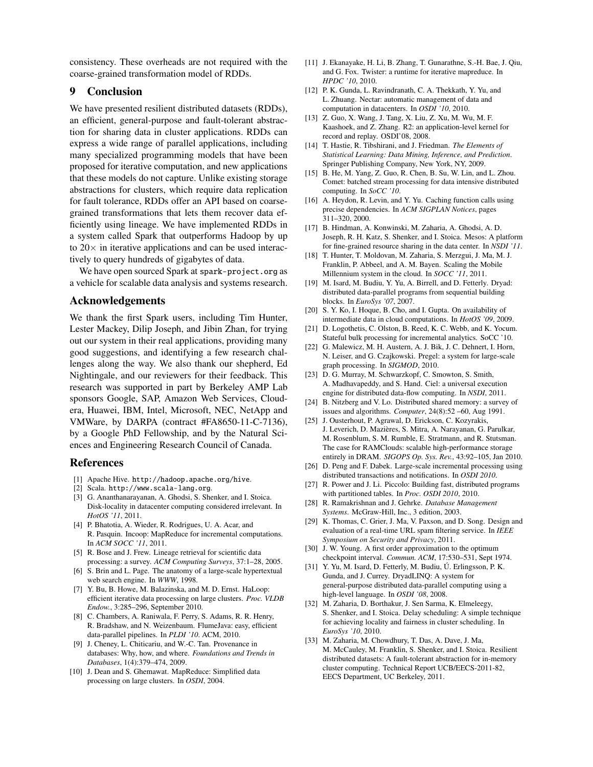consistency. These overheads are not required with the coarse-grained transformation model of RDDs.

## 9 Conclusion

We have presented resilient distributed datasets (RDDs), an efficient, general-purpose and fault-tolerant abstraction for sharing data in cluster applications. RDDs can express a wide range of parallel applications, including many specialized programming models that have been proposed for iterative computation, and new applications that these models do not capture. Unlike existing storage abstractions for clusters, which require data replication for fault tolerance, RDDs offer an API based on coarse-grained transformations that lets them recover data efficiently using lineage. We have implemented RDDs in a system called Spark that outperforms Hadoop by up to $20\times$ in iterative applications and can be used interactively to query hundreds of gigabytes of data.

We have open sourced Spark at spark-project.org as a vehicle for scalable data analysis and systems research.

## Acknowledgements

We thank the first Spark users, including Tim Hunter, Lester Mackey, Dilip Joseph, and Jibin Zhan, for trying out our system in their real applications, providing many good suggestions, and identifying a few research challenges along the way. We also thank our shepherd, Ed Nightingale, and our reviewers for their feedback. This research was supported in part by Berkeley AMP Lab sponsors Google, SAP, Amazon Web Services, Cloudera, Huawei, IBM, Intel, Microsoft, NEC, NetApp and VMWare, by DARPA (contract #FA8650-11-C-7136), by a Google PhD Fellowship, and by the Natural Sciences and Engineering Research Council of Canada.

## References

[1] Apache Hive. http://hadoop.apache.org/hive.

[2] Scala. http://www.scala-lang.org.

[3] G. Ananthanarayanan, A. Ghodsi, S. Shenker, and I. Stoica. Disk-locality in datacenter computing considered irrelevant. In *HotOS '11*, 2011.

[4] P. Bhatotia, A. Wieder, R. Rodrigues, U. A. Acar, and R. Pasquin. Incoop: MapReduce for incremental computations. In *ACM SOCC '11*, 2011.

[5] R. Bose and J. Frew. Lineage retrieval for scientific data processing: a survey. *ACM Computing Surveys*, 37:1–28, 2005.

[6] S. Brin and L. Page. The anatomy of a large-scale hypertextual web search engine. In *WWW*, 1998.

[7] Y. Bu, B. Howe, M. Balazinska, and M. D. Ernst. HaLoop: efficient iterative data processing on large clusters. *Proc. VLDB Endow.*, 3:285–296, September 2010.

[8] C. Chambers, A. Raniwala, F. Perry, S. Adams, R. R. Henry, R. Bradshaw, and N. Weizenbaum. FlumeJava: easy, efficient data-parallel pipelines. In *PLDI '10*. ACM, 2010.

[9] J. Cheney, L. Chiticariu, and W.-C. Tan. Provenance in databases: Why, how, and where. *Foundations and Trends in Databases*, 1(4):379–474, 2009.

[10] J. Dean and S. Ghemawat. MapReduce: Simplified data processing on large clusters. In *OSDI*, 2004.

[11] J. Ekanayake, H. Li, B. Zhang, T. Gunarathne, S.-H. Bae, J. Qiu, and G. Fox. Twister: a runtime for iterative mapreduce. In *HPDC '10*, 2010.

[12] P. K. Gunda, L. Ravindranath, C. A. Thekkath, Y. Yu, and L. Zhuang. Nectar: automatic management of data and computation in datacenters. In *OSDI '10*, 2010.

[13] Z. Guo, X. Wang, J. Tang, X. Liu, Z. Xu, M. Wu, M. F. Kaashoek, and Z. Zhang. R2: an application-level kernel for record and replay. OSDI'08, 2008.

[14] T. Hastie, R. Tibshirani, and J. Friedman. *The Elements of Statistical Learning: Data Mining, Inference, and Prediction*. Springer Publishing Company, New York, NY, 2009.

[15] B. He, M. Yang, Z. Guo, R. Chen, B. Su, W. Lin, and L. Zhou. Comet: batched stream processing for data intensive distributed computing. In *SoCC '10*.

[16] A. Heydon, R. Levin, and Y. Yu. Caching function calls using precise dependencies. In *ACM SIGPLAN Notices*, pages 311–320, 2000.

[17] B. Hindman, A. Konwinski, M. Zaharia, A. Ghodsi, A. D. Joseph, R. H. Katz, S. Shenker, and I. Stoica. Mesos: A platform for fine-grained resource sharing in the data center. In *NSDI '11*.

[18] T. Hunter, T. Moldovan, M. Zaharia, S. Merzgui, J. Ma, M. J. Franklin, P. Abbeel, and A. M. Bayen. Scaling the Mobile Millennium system in the cloud. In *SOCC '11*, 2011.

[19] M. Isard, M. Budiu, Y. Yu, A. Birrell, and D. Fetterly. Dryad: distributed data-parallel programs from sequential building blocks. In *EuroSys '07*, 2007.

[20] S. Y. Ko, I. Hoque, B. Cho, and I. Gupta. On availability of intermediate data in cloud computations. In *HotOS '09*, 2009.

[21] D. Logothetis, C. Olston, B. Reed, K. C. Webb, and K. Yocum. Stateful bulk processing for incremental analytics. SoCC '10.

[22] G. Malewicz, M. H. Austern, A. J. Bik, J. C. Dehnert, I. Horn, N. Leiser, and G. Czajkowski. Pregel: a system for large-scale graph processing. In *SIGMOD*, 2010.

[23] D. G. Murray, M. Schwarzkopf, C. Smowton, S. Smith, A. Madhavapeddy, and S. Hand. Ciel: a universal execution engine for distributed data-flow computing. In *NSDI*, 2011.

[24] B. Nitzberg and V. Lo. Distributed shared memory: a survey of issues and algorithms. *Computer*, 24(8):52 –60, Aug 1991.

[25] J. Ousterhout, P. Agrawal, D. Erickson, C. Kozyrakis, J. Leverich, D. Mazières, S. Mitra, A. Narayanan, G. Parulkar, M. Rosenblum, S. M. Rumble, E. Stratmann, and R. Stutsman. The case for RAMClouds: scalable high-performance storage entirely in DRAM. *SIGOPS Op. Sys. Rev.*, 43:92–105, Jan 2010.

[26] D. Peng and F. Dabek. Large-scale incremental processing using distributed transactions and notifications. In *OSDI 2010*.

[27] R. Power and J. Li. Piccolo: Building fast, distributed programs with partitioned tables. In *Proc. OSDI 2010*, 2010.

[28] R. Ramakrishnan and J. Gehrke. *Database Management Systems*. McGraw-Hill, Inc., 3 edition, 2003.

[29] K. Thomas, C. Grier, J. Ma, V. Paxson, and D. Song. Design and evaluation of a real-time URL spam filtering service. In *IEEE Symposium on Security and Privacy*, 2011.

[30] J. W. Young. A first order approximation to the optimum checkpoint interval. *Commun. ACM*, 17:530–531, Sept 1974.

[31] Y. Yu, M. Isard, D. Fetterly, M. Budiu, Ú. Erlingsson, P. K. Gunda, and J. Currey. DryadLINQ: A system for general-purpose distributed data-parallel computing using a high-level language. In *OSDI '08*, 2008.

[32] M. Zaharia, D. Borthakur, J. Sen Sarma, K. Elmeleegy, S. Shenker, and I. Stoica. Delay scheduling: A simple technique for achieving locality and fairness in cluster scheduling. In *EuroSys '10*, 2010.

[33] M. Zaharia, M. Chowdhury, T. Das, A. Dave, J. Ma, M. McCauley, M. Franklin, S. Shenker, and I. Stoica. Resilient distributed datasets: A fault-tolerant abstraction for in-memory cluster computing. Technical Report UCB/EECS-2011-82, EECS Department, UC Berkeley, 2011.